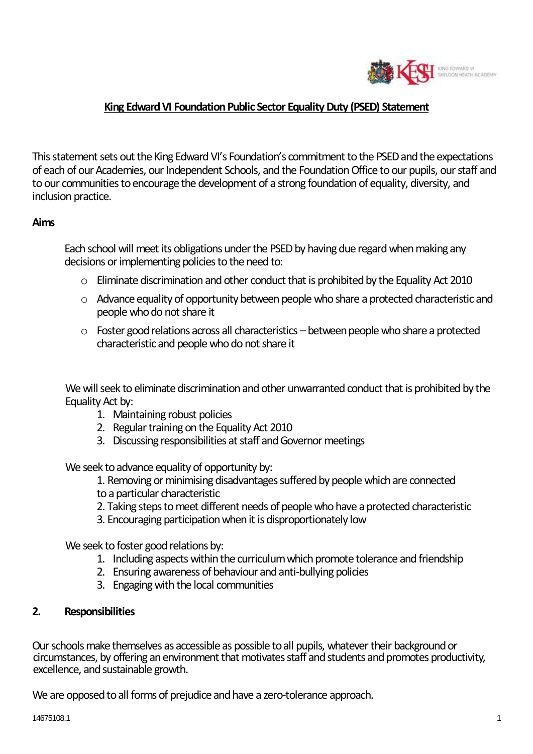# King Edward VI Foundation Public Sector Equality Duty (PSED) Statement

This statement sets out the King Edward VI's Foundation's commitment to the PSED and the expectations of each of our Academies, our Independent Schools, and the Foundation Office to our pupils, our staff and to our communities to encourage the development of a strong foundation of equality, diversity, and inclusion practice.

**Aims**

Each school will meet its obligations under the PSED by having due regard when making any decisions or implementing policies to the need to:

- Eliminate discrimination and other conduct that is prohibited by the Equality Act 2010
- Advance equality of opportunity between people who share a protected characteristic and people who do not share it
- Foster good relations across all characteristics – between people who share a protected characteristic and people who do not share it

We will seek to eliminate discrimination and other unwarranted conduct that is prohibited by the Equality Act by:

1. Maintaining robust policies
2. Regular training on the Equality Act 2010
3. Discussing responsibilities at staff and Governor meetings

We seek to advance equality of opportunity by:

1. Removing or minimising disadvantages suffered by people which are connected to a particular characteristic
2. Taking steps to meet different needs of people who have a protected characteristic
3. Encouraging participation when it is disproportionately low

We seek to foster good relations by:

1. Including aspects within the curriculum which promote tolerance and friendship
2. Ensuring awareness of behaviour and anti-bullying policies
3. Engaging with the local communities

**2. Responsibilities**

Our schools make themselves as accessible as possible to all pupils, whatever their background or circumstances, by offering an environment that motivates staff and students and promotes productivity, excellence, and sustainable growth.

We are opposed to all forms of prejudice and have a zero-tolerance approach.

14675108.1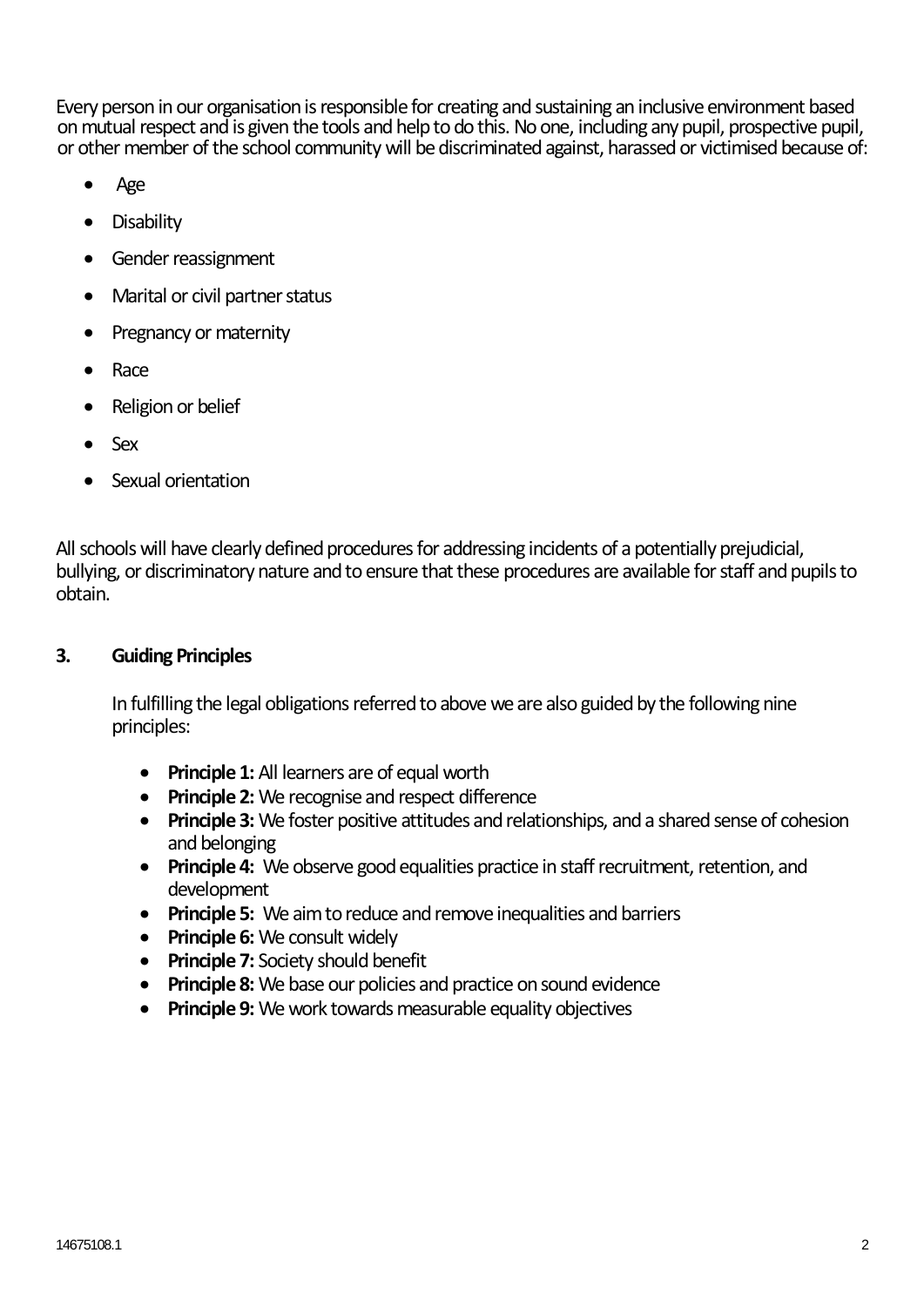Every person in our organisation is responsible for creating and sustaining an inclusive environment based on mutual respect and is given the tools and help to do this. No one, including any pupil, prospective pupil, or other member of the school community will be discriminated against, harassed or victimised because of:

- Age
- Disability
- Gender reassignment
- Marital or civil partner status
- Pregnancy or maternity
- Race
- Religion or belief
- Sex
- Sexual orientation

All schools will have clearly defined procedures for addressing incidents of a potentially prejudicial, bullying, or discriminatory nature and to ensure that these procedures are available for staff and pupils to obtain.

## 3. Guiding Principles

In fulfilling the legal obligations referred to above we are also guided by the following nine principles:

- **Principle 1:** All learners are of equal worth
- **Principle 2:** We recognise and respect difference
- **Principle 3:** We foster positive attitudes and relationships, and a shared sense of cohesion and belonging
- **Principle 4:** We observe good equalities practice in staff recruitment, retention, and development
- **Principle 5:** We aim to reduce and remove inequalities and barriers
- **Principle 6:** We consult widely
- **Principle 7:** Society should benefit
- **Principle 8:** We base our policies and practice on sound evidence
- **Principle 9:** We work towards measurable equality objectives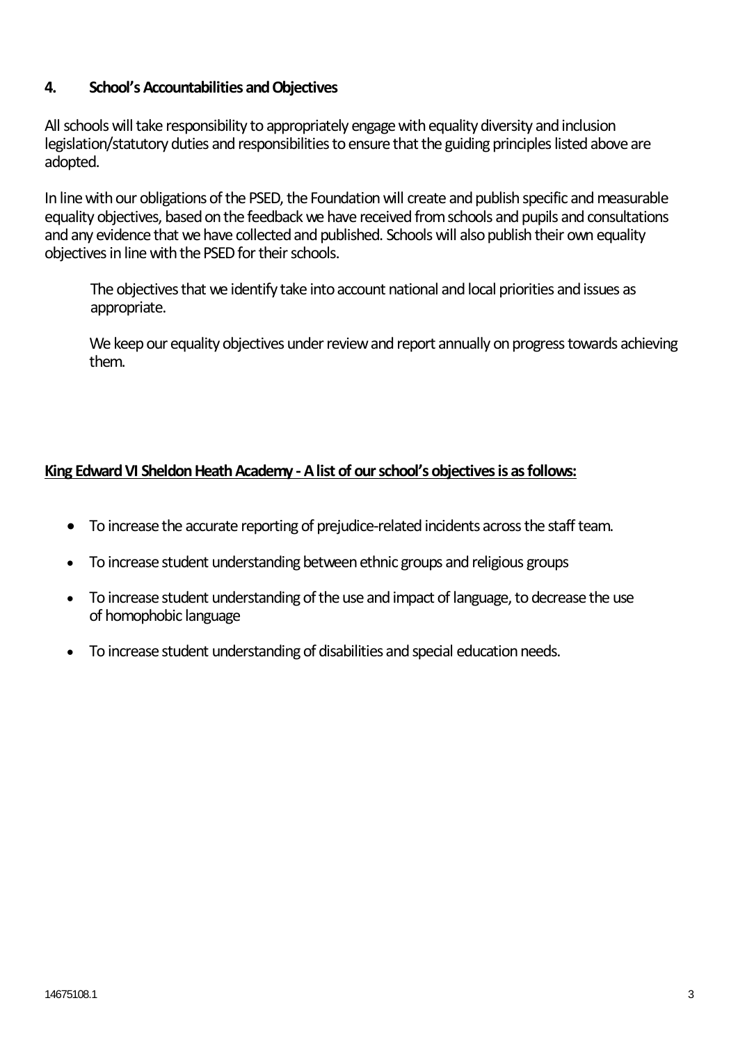## 4. School's Accountabilities and Objectives

All schools will take responsibility to appropriately engage with equality diversity and inclusion legislation/statutory duties and responsibilities to ensure that the guiding principles listed above are adopted.

In line with our obligations of the PSED, the Foundation will create and publish specific and measurable equality objectives, based on the feedback we have received from schools and pupils and consultations and any evidence that we have collected and published. Schools will also publish their own equality objectives in line with the PSED for their schools.

The objectives that we identify take into account national and local priorities and issues as appropriate.

We keep our equality objectives under review and report annually on progress towards achieving them.

**King Edward VI Sheldon Heath Academy - A list of our school's objectives is as follows:**

- To increase the accurate reporting of prejudice-related incidents across the staff team.
- To increase student understanding between ethnic groups and religious groups
- To increase student understanding of the use and impact of language, to decrease the use of homophobic language
- To increase student understanding of disabilities and special education needs.